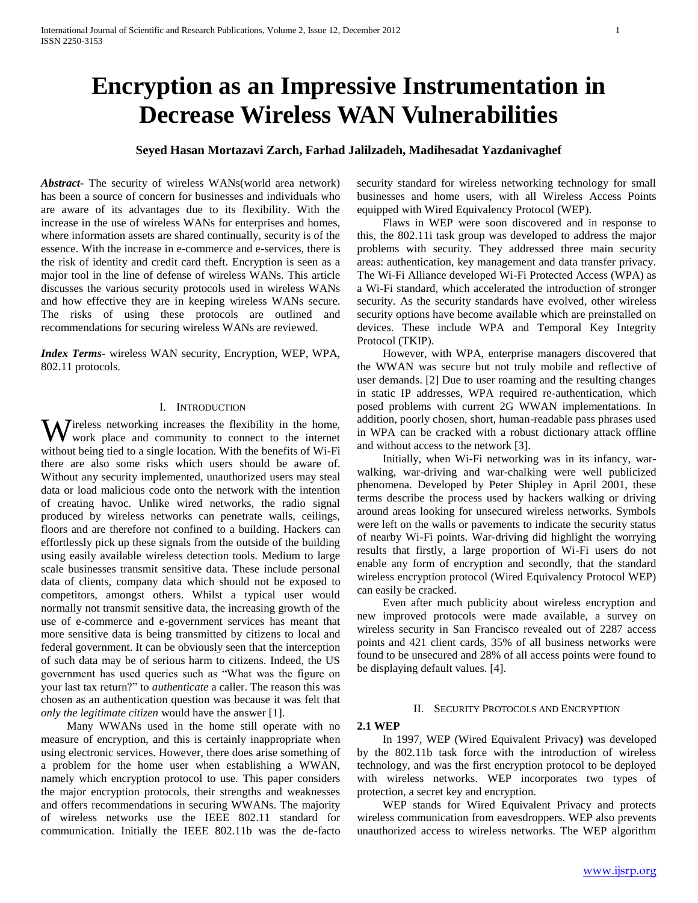# Encryption as an Impressive Instrumentation in Decrease Wireless WAN Vulnerabilities

**Seyed Hasan Mortazavi Zarch, Farhad Jalilzadeh, Madihesadat Yazdanivaghef**

***Abstract***- The security of wireless WANs(world area network) has been a source of concern for businesses and individuals who are aware of its advantages due to its flexibility. With the increase in the use of wireless WANs for enterprises and homes, where information assets are shared continually, security is of the essence. With the increase in e-commerce and e-services, there is the risk of identity and credit card theft. Encryption is seen as a major tool in the line of defense of wireless WANs. This article discusses the various security protocols used in wireless WANs and how effective they are in keeping wireless WANs secure. The risks of using these protocols are outlined and recommendations for securing wireless WANs are reviewed.

***Index Terms***- wireless WAN security, Encryption, WEP, WPA, 802.11 protocols.

## I. Introduction

Wireless networking increases the flexibility in the home, work place and community to connect to the internet without being tied to a single location. With the benefits of Wi-Fi there are also some risks which users should be aware of. Without any security implemented, unauthorized users may steal data or load malicious code onto the network with the intention of creating havoc. Unlike wired networks, the radio signal produced by wireless networks can penetrate walls, ceilings, floors and are therefore not confined to a building. Hackers can effortlessly pick up these signals from the outside of the building using easily available wireless detection tools. Medium to large scale businesses transmit sensitive data. These include personal data of clients, company data which should not be exposed to competitors, amongst others. Whilst a typical user would normally not transmit sensitive data, the increasing growth of the use of e-commerce and e-government services has meant that more sensitive data is being transmitted by citizens to local and federal government. It can be obviously seen that the interception of such data may be of serious harm to citizens. Indeed, the US government has used queries such as "What was the figure on your last tax return?" to *authenticate* a caller. The reason this was chosen as an authentication question was because it was felt that *only the legitimate citizen* would have the answer [1].

Many WWANs used in the home still operate with no measure of encryption, and this is certainly inappropriate when using electronic services. However, there does arise something of a problem for the home user when establishing a WWAN, namely which encryption protocol to use. This paper considers the major encryption protocols, their strengths and weaknesses and offers recommendations in securing WWANs. The majority of wireless networks use the IEEE 802.11 standard for communication. Initially the IEEE 802.11b was the de-facto security standard for wireless networking technology for small businesses and home users, with all Wireless Access Points equipped with Wired Equivalency Protocol (WEP).

Flaws in WEP were soon discovered and in response to this, the 802.11i task group was developed to address the major problems with security. They addressed three main security areas: authentication, key management and data transfer privacy. The Wi-Fi Alliance developed Wi-Fi Protected Access (WPA) as a Wi-Fi standard, which accelerated the introduction of stronger security. As the security standards have evolved, other wireless security options have become available which are preinstalled on devices. These include WPA and Temporal Key Integrity Protocol (TKIP).

However, with WPA, enterprise managers discovered that the WWAN was secure but not truly mobile and reflective of user demands. [2] Due to user roaming and the resulting changes in static IP addresses, WPA required re-authentication, which posed problems with current 2G WWAN implementations. In addition, poorly chosen, short, human-readable pass phrases used in WPA can be cracked with a robust dictionary attack offline and without access to the network [3].

Initially, when Wi-Fi networking was in its infancy, war-walking, war-driving and war-chalking were well publicized phenomena. Developed by Peter Shipley in April 2001, these terms describe the process used by hackers walking or driving around areas looking for unsecured wireless networks. Symbols were left on the walls or pavements to indicate the security status of nearby Wi-Fi points. War-driving did highlight the worrying results that firstly, a large proportion of Wi-Fi users do not enable any form of encryption and secondly, that the standard wireless encryption protocol (Wired Equivalency Protocol WEP) can easily be cracked.

Even after much publicity about wireless encryption and new improved protocols were made available, a survey on wireless security in San Francisco revealed out of 2287 access points and 421 client cards, 35% of all business networks were found to be unsecured and 28% of all access points were found to be displaying default values. [4].

## II. Security Protocols and Encryption

### 2.1 WEP

In 1997, WEP (Wired Equivalent Privacy**)** was developed by the 802.11b task force with the introduction of wireless technology, and was the first encryption protocol to be deployed with wireless networks. WEP incorporates two types of protection, a secret key and encryption.

WEP stands for Wired Equivalent Privacy and protects wireless communication from eavesdroppers. WEP also prevents unauthorized access to wireless networks. The WEP algorithm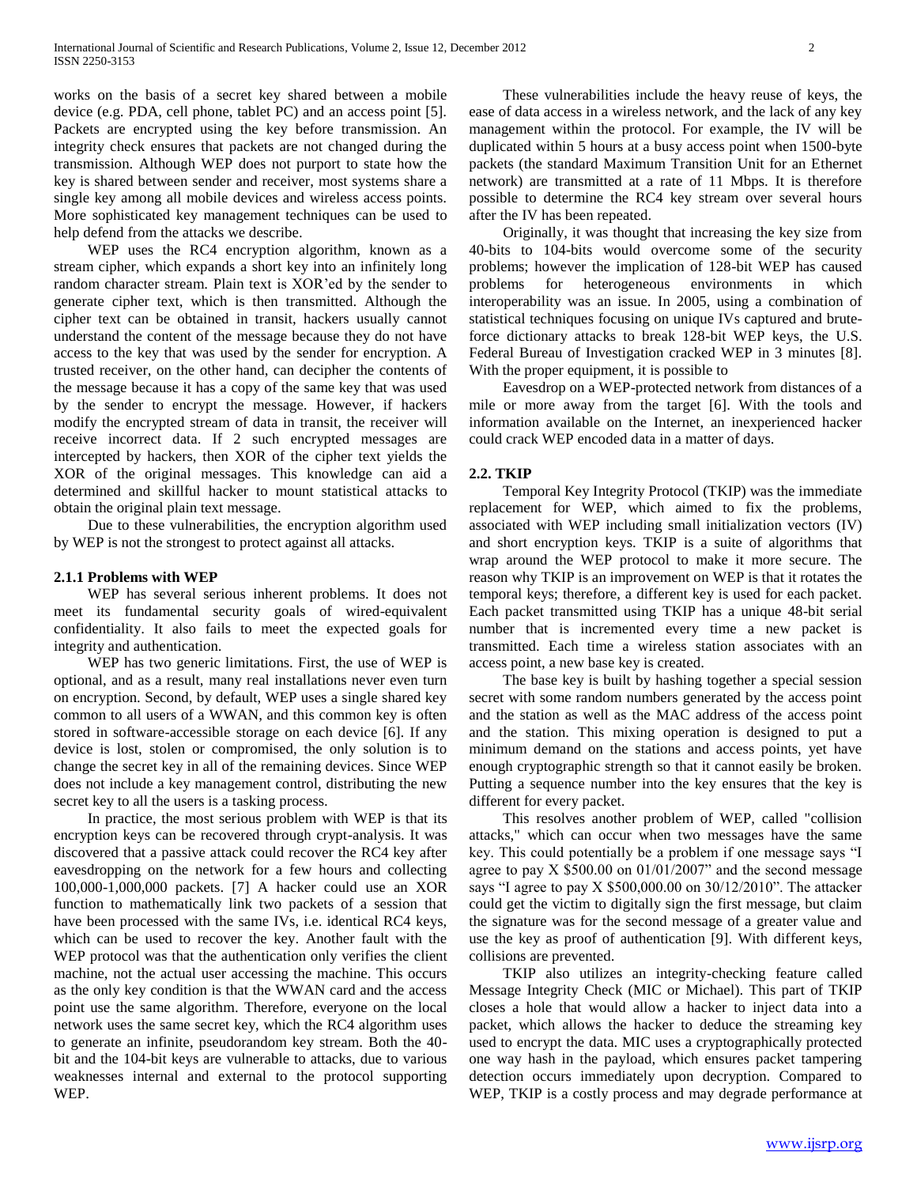works on the basis of a secret key shared between a mobile device (e.g. PDA, cell phone, tablet PC) and an access point [5]. Packets are encrypted using the key before transmission. An integrity check ensures that packets are not changed during the transmission. Although WEP does not purport to state how the key is shared between sender and receiver, most systems share a single key among all mobile devices and wireless access points. More sophisticated key management techniques can be used to help defend from the attacks we describe.

WEP uses the RC4 encryption algorithm, known as a stream cipher, which expands a short key into an infinitely long random character stream. Plain text is XOR'ed by the sender to generate cipher text, which is then transmitted. Although the cipher text can be obtained in transit, hackers usually cannot understand the content of the message because they do not have access to the key that was used by the sender for encryption. A trusted receiver, on the other hand, can decipher the contents of the message because it has a copy of the same key that was used by the sender to encrypt the message. However, if hackers modify the encrypted stream of data in transit, the receiver will receive incorrect data. If 2 such encrypted messages are intercepted by hackers, then XOR of the cipher text yields the XOR of the original messages. This knowledge can aid a determined and skillful hacker to mount statistical attacks to obtain the original plain text message.

Due to these vulnerabilities, the encryption algorithm used by WEP is not the strongest to protect against all attacks.

### 2.1.1 Problems with WEP

WEP has several serious inherent problems. It does not meet its fundamental security goals of wired-equivalent confidentiality. It also fails to meet the expected goals for integrity and authentication.

WEP has two generic limitations. First, the use of WEP is optional, and as a result, many real installations never even turn on encryption. Second, by default, WEP uses a single shared key common to all users of a WWAN, and this common key is often stored in software-accessible storage on each device [6]. If any device is lost, stolen or compromised, the only solution is to change the secret key in all of the remaining devices. Since WEP does not include a key management control, distributing the new secret key to all the users is a tasking process.

In practice, the most serious problem with WEP is that its encryption keys can be recovered through crypt-analysis. It was discovered that a passive attack could recover the RC4 key after eavesdropping on the network for a few hours and collecting 100,000-1,000,000 packets. [7] A hacker could use an XOR function to mathematically link two packets of a session that have been processed with the same IVs, i.e. identical RC4 keys, which can be used to recover the key. Another fault with the WEP protocol was that the authentication only verifies the client machine, not the actual user accessing the machine. This occurs as the only key condition is that the WWAN card and the access point use the same algorithm. Therefore, everyone on the local network uses the same secret key, which the RC4 algorithm uses to generate an infinite, pseudorandom key stream. Both the 40-bit and the 104-bit keys are vulnerable to attacks, due to various weaknesses internal and external to the protocol supporting WEP.

These vulnerabilities include the heavy reuse of keys, the ease of data access in a wireless network, and the lack of any key management within the protocol. For example, the IV will be duplicated within 5 hours at a busy access point when 1500-byte packets (the standard Maximum Transition Unit for an Ethernet network) are transmitted at a rate of 11 Mbps. It is therefore possible to determine the RC4 key stream over several hours after the IV has been repeated.

Originally, it was thought that increasing the key size from 40-bits to 104-bits would overcome some of the security problems; however the implication of 128-bit WEP has caused problems for heterogeneous environments in which interoperability was an issue. In 2005, using a combination of statistical techniques focusing on unique IVs captured and brute-force dictionary attacks to break 128-bit WEP keys, the U.S. Federal Bureau of Investigation cracked WEP in 3 minutes [8]. With the proper equipment, it is possible to

Eavesdrop on a WEP-protected network from distances of a mile or more away from the target [6]. With the tools and information available on the Internet, an inexperienced hacker could crack WEP encoded data in a matter of days.

## 2.2. TKIP

Temporal Key Integrity Protocol (TKIP) was the immediate replacement for WEP, which aimed to fix the problems, associated with WEP including small initialization vectors (IV) and short encryption keys. TKIP is a suite of algorithms that wrap around the WEP protocol to make it more secure. The reason why TKIP is an improvement on WEP is that it rotates the temporal keys; therefore, a different key is used for each packet. Each packet transmitted using TKIP has a unique 48-bit serial number that is incremented every time a new packet is transmitted. Each time a wireless station associates with an access point, a new base key is created.

The base key is built by hashing together a special session secret with some random numbers generated by the access point and the station as well as the MAC address of the access point and the station. This mixing operation is designed to put a minimum demand on the stations and access points, yet have enough cryptographic strength so that it cannot easily be broken. Putting a sequence number into the key ensures that the key is different for every packet.

This resolves another problem of WEP, called "collision attacks," which can occur when two messages have the same key. This could potentially be a problem if one message says "I agree to pay X $500.00 on 01/01/2007" and the second message says "I agree to pay X $500,000.00 on 30/12/2010". The attacker could get the victim to digitally sign the first message, but claim the signature was for the second message of a greater value and use the key as proof of authentication [9]. With different keys, collisions are prevented.

TKIP also utilizes an integrity-checking feature called Message Integrity Check (MIC or Michael). This part of TKIP closes a hole that would allow a hacker to inject data into a packet, which allows the hacker to deduce the streaming key used to encrypt the data. MIC uses a cryptographically protected one way hash in the payload, which ensures packet tampering detection occurs immediately upon decryption. Compared to WEP, TKIP is a costly process and may degrade performance at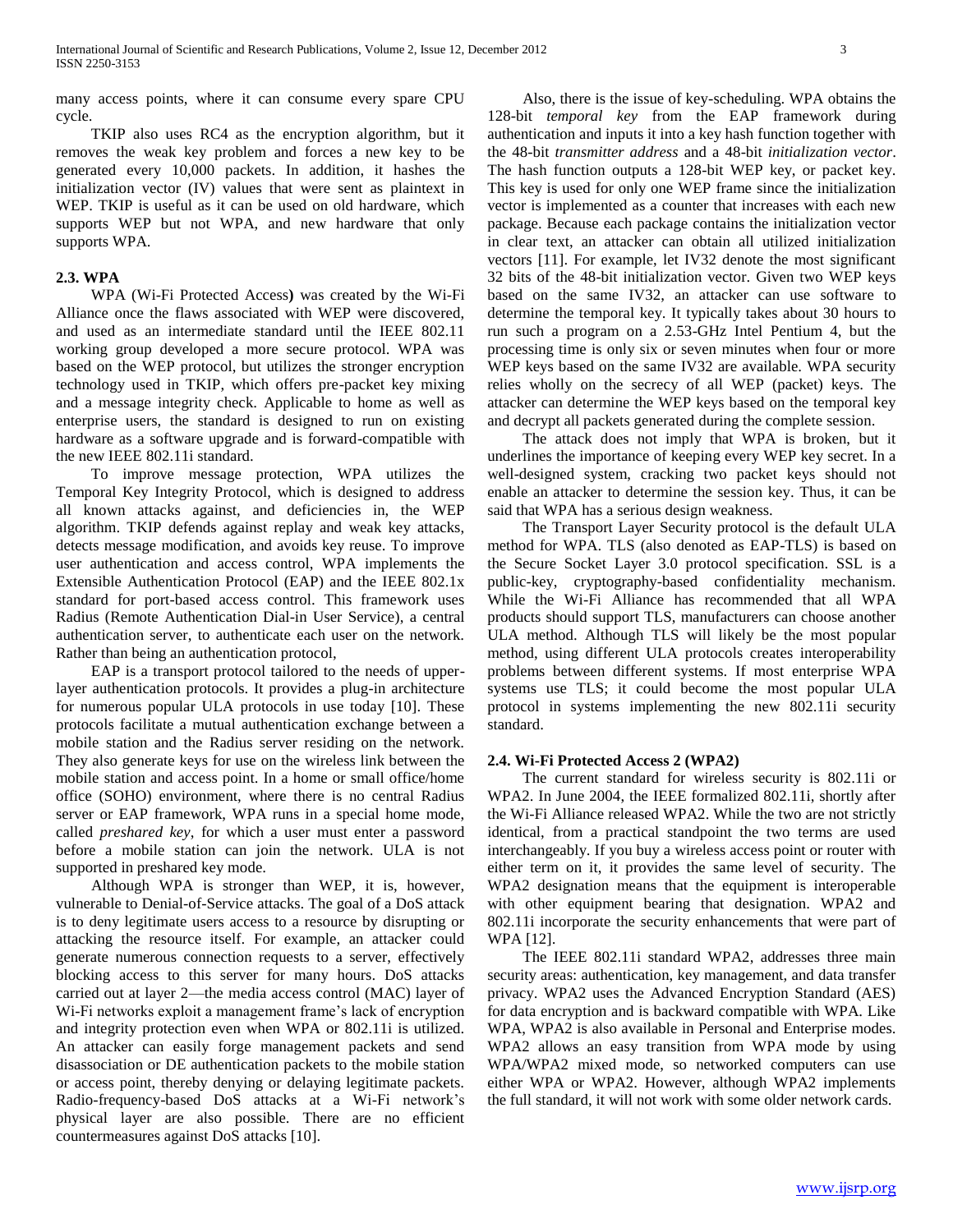many access points, where it can consume every spare CPU cycle.

TKIP also uses RC4 as the encryption algorithm, but it removes the weak key problem and forces a new key to be generated every 10,000 packets. In addition, it hashes the initialization vector (IV) values that were sent as plaintext in WEP. TKIP is useful as it can be used on old hardware, which supports WEP but not WPA, and new hardware that only supports WPA.

### 2.3. WPA

WPA (Wi-Fi Protected Access**)** was created by the Wi-Fi Alliance once the flaws associated with WEP were discovered, and used as an intermediate standard until the IEEE 802.11 working group developed a more secure protocol. WPA was based on the WEP protocol, but utilizes the stronger encryption technology used in TKIP, which offers pre-packet key mixing and a message integrity check. Applicable to home as well as enterprise users, the standard is designed to run on existing hardware as a software upgrade and is forward-compatible with the new IEEE 802.11i standard.

To improve message protection, WPA utilizes the Temporal Key Integrity Protocol, which is designed to address all known attacks against, and deficiencies in, the WEP algorithm. TKIP defends against replay and weak key attacks, detects message modification, and avoids key reuse. To improve user authentication and access control, WPA implements the Extensible Authentication Protocol (EAP) and the IEEE 802.1x standard for port-based access control. This framework uses Radius (Remote Authentication Dial-in User Service), a central authentication server, to authenticate each user on the network. Rather than being an authentication protocol,

EAP is a transport protocol tailored to the needs of upper-layer authentication protocols. It provides a plug-in architecture for numerous popular ULA protocols in use today [10]. These protocols facilitate a mutual authentication exchange between a mobile station and the Radius server residing on the network. They also generate keys for use on the wireless link between the mobile station and access point. In a home or small office/home office (SOHO) environment, where there is no central Radius server or EAP framework, WPA runs in a special home mode, called *preshared key*, for which a user must enter a password before a mobile station can join the network. ULA is not supported in preshared key mode.

Although WPA is stronger than WEP, it is, however, vulnerable to Denial-of-Service attacks. The goal of a DoS attack is to deny legitimate users access to a resource by disrupting or attacking the resource itself. For example, an attacker could generate numerous connection requests to a server, effectively blocking access to this server for many hours. DoS attacks carried out at layer 2—the media access control (MAC) layer of Wi-Fi networks exploit a management frame's lack of encryption and integrity protection even when WPA or 802.11i is utilized. An attacker can easily forge management packets and send disassociation or DE authentication packets to the mobile station or access point, thereby denying or delaying legitimate packets. Radio-frequency-based DoS attacks at a Wi-Fi network's physical layer are also possible. There are no efficient countermeasures against DoS attacks [10].

Also, there is the issue of key-scheduling. WPA obtains the 128-bit *temporal key* from the EAP framework during authentication and inputs it into a key hash function together with the 48-bit *transmitter address* and a 48-bit *initialization vector*. The hash function outputs a 128-bit WEP key, or packet key. This key is used for only one WEP frame since the initialization vector is implemented as a counter that increases with each new package. Because each package contains the initialization vector in clear text, an attacker can obtain all utilized initialization vectors [11]. For example, let IV32 denote the most significant 32 bits of the 48-bit initialization vector. Given two WEP keys based on the same IV32, an attacker can use software to determine the temporal key. It typically takes about 30 hours to run such a program on a 2.53-GHz Intel Pentium 4, but the processing time is only six or seven minutes when four or more WEP keys based on the same IV32 are available. WPA security relies wholly on the secrecy of all WEP (packet) keys. The attacker can determine the WEP keys based on the temporal key and decrypt all packets generated during the complete session.

The attack does not imply that WPA is broken, but it underlines the importance of keeping every WEP key secret. In a well-designed system, cracking two packet keys should not enable an attacker to determine the session key. Thus, it can be said that WPA has a serious design weakness.

The Transport Layer Security protocol is the default ULA method for WPA. TLS (also denoted as EAP-TLS) is based on the Secure Socket Layer 3.0 protocol specification. SSL is a public-key, cryptography-based confidentiality mechanism. While the Wi-Fi Alliance has recommended that all WPA products should support TLS, manufacturers can choose another ULA method. Although TLS will likely be the most popular method, using different ULA protocols creates interoperability problems between different systems. If most enterprise WPA systems use TLS; it could become the most popular ULA protocol in systems implementing the new 802.11i security standard.

### 2.4. Wi-Fi Protected Access 2 (WPA2)

The current standard for wireless security is 802.11i or WPA2. In June 2004, the IEEE formalized 802.11i, shortly after the Wi-Fi Alliance released WPA2. While the two are not strictly identical, from a practical standpoint the two terms are used interchangeably. If you buy a wireless access point or router with either term on it, it provides the same level of security. The WPA2 designation means that the equipment is interoperable with other equipment bearing that designation. WPA2 and 802.11i incorporate the security enhancements that were part of WPA [12].

The IEEE 802.11i standard WPA2, addresses three main security areas: authentication, key management, and data transfer privacy. WPA2 uses the Advanced Encryption Standard (AES) for data encryption and is backward compatible with WPA. Like WPA, WPA2 is also available in Personal and Enterprise modes. WPA2 allows an easy transition from WPA mode by using WPA/WPA2 mixed mode, so networked computers can use either WPA or WPA2. However, although WPA2 implements the full standard, it will not work with some older network cards.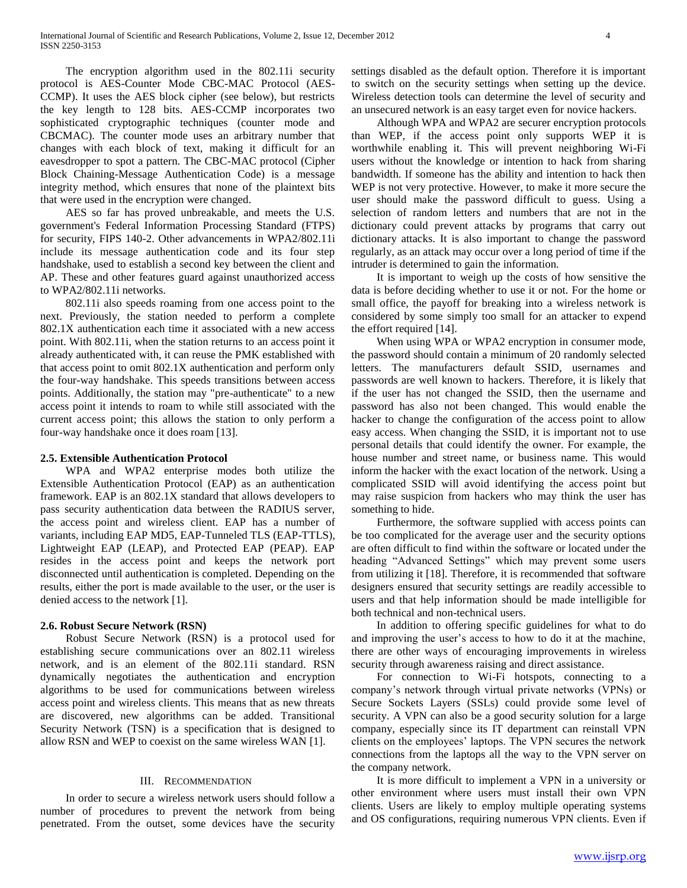The encryption algorithm used in the 802.11i security protocol is AES-Counter Mode CBC-MAC Protocol (AES-CCMP). It uses the AES block cipher (see below), but restricts the key length to 128 bits. AES-CCMP incorporates two sophisticated cryptographic techniques (counter mode and CBCMAC). The counter mode uses an arbitrary number that changes with each block of text, making it difficult for an eavesdropper to spot a pattern. The CBC-MAC protocol (Cipher Block Chaining-Message Authentication Code) is a message integrity method, which ensures that none of the plaintext bits that were used in the encryption were changed.

AES so far has proved unbreakable, and meets the U.S. government's Federal Information Processing Standard (FTPS) for security, FIPS 140-2. Other advancements in WPA2/802.11i include its message authentication code and its four step handshake, used to establish a second key between the client and AP. These and other features guard against unauthorized access to WPA2/802.11i networks.

802.11i also speeds roaming from one access point to the next. Previously, the station needed to perform a complete 802.1X authentication each time it associated with a new access point. With 802.11i, when the station returns to an access point it already authenticated with, it can reuse the PMK established with that access point to omit 802.1X authentication and perform only the four-way handshake. This speeds transitions between access points. Additionally, the station may "pre-authenticate" to a new access point it intends to roam to while still associated with the current access point; this allows the station to only perform a four-way handshake once it does roam [13].

### 2.5. Extensible Authentication Protocol

WPA and WPA2 enterprise modes both utilize the Extensible Authentication Protocol (EAP) as an authentication framework. EAP is an 802.1X standard that allows developers to pass security authentication data between the RADIUS server, the access point and wireless client. EAP has a number of variants, including EAP MD5, EAP-Tunneled TLS (EAP-TTLS), Lightweight EAP (LEAP), and Protected EAP (PEAP). EAP resides in the access point and keeps the network port disconnected until authentication is completed. Depending on the results, either the port is made available to the user, or the user is denied access to the network [1].

### 2.6. Robust Secure Network (RSN)

Robust Secure Network (RSN) is a protocol used for establishing secure communications over an 802.11 wireless network, and is an element of the 802.11i standard. RSN dynamically negotiates the authentication and encryption algorithms to be used for communications between wireless access point and wireless clients. This means that as new threats are discovered, new algorithms can be added. Transitional Security Network (TSN) is a specification that is designed to allow RSN and WEP to coexist on the same wireless WAN [1].

## III. Recommendation

In order to secure a wireless network users should follow a number of procedures to prevent the network from being penetrated. From the outset, some devices have the security settings disabled as the default option. Therefore it is important to switch on the security settings when setting up the device. Wireless detection tools can determine the level of security and an unsecured network is an easy target even for novice hackers.

Although WPA and WPA2 are securer encryption protocols than WEP, if the access point only supports WEP it is worthwhile enabling it. This will prevent neighboring Wi-Fi users without the knowledge or intention to hack from sharing bandwidth. If someone has the ability and intention to hack then WEP is not very protective. However, to make it more secure the user should make the password difficult to guess. Using a selection of random letters and numbers that are not in the dictionary could prevent attacks by programs that carry out dictionary attacks. It is also important to change the password regularly, as an attack may occur over a long period of time if the intruder is determined to gain the information.

It is important to weigh up the costs of how sensitive the data is before deciding whether to use it or not. For the home or small office, the payoff for breaking into a wireless network is considered by some simply too small for an attacker to expend the effort required [14].

When using WPA or WPA2 encryption in consumer mode, the password should contain a minimum of 20 randomly selected letters. The manufacturers default SSID, usernames and passwords are well known to hackers. Therefore, it is likely that if the user has not changed the SSID, then the username and password has also not been changed. This would enable the hacker to change the configuration of the access point to allow easy access. When changing the SSID, it is important not to use personal details that could identify the owner. For example, the house number and street name, or business name. This would inform the hacker with the exact location of the network. Using a complicated SSID will avoid identifying the access point but may raise suspicion from hackers who may think the user has something to hide.

Furthermore, the software supplied with access points can be too complicated for the average user and the security options are often difficult to find within the software or located under the heading "Advanced Settings" which may prevent some users from utilizing it [18]. Therefore, it is recommended that software designers ensured that security settings are readily accessible to users and that help information should be made intelligible for both technical and non-technical users.

In addition to offering specific guidelines for what to do and improving the user's access to how to do it at the machine, there are other ways of encouraging improvements in wireless security through awareness raising and direct assistance.

For connection to Wi-Fi hotspots, connecting to a company's network through virtual private networks (VPNs) or Secure Sockets Layers (SSLs) could provide some level of security. A VPN can also be a good security solution for a large company, especially since its IT department can reinstall VPN clients on the employees' laptops. The VPN secures the network connections from the laptops all the way to the VPN server on the company network.

It is more difficult to implement a VPN in a university or other environment where users must install their own VPN clients. Users are likely to employ multiple operating systems and OS configurations, requiring numerous VPN clients. Even if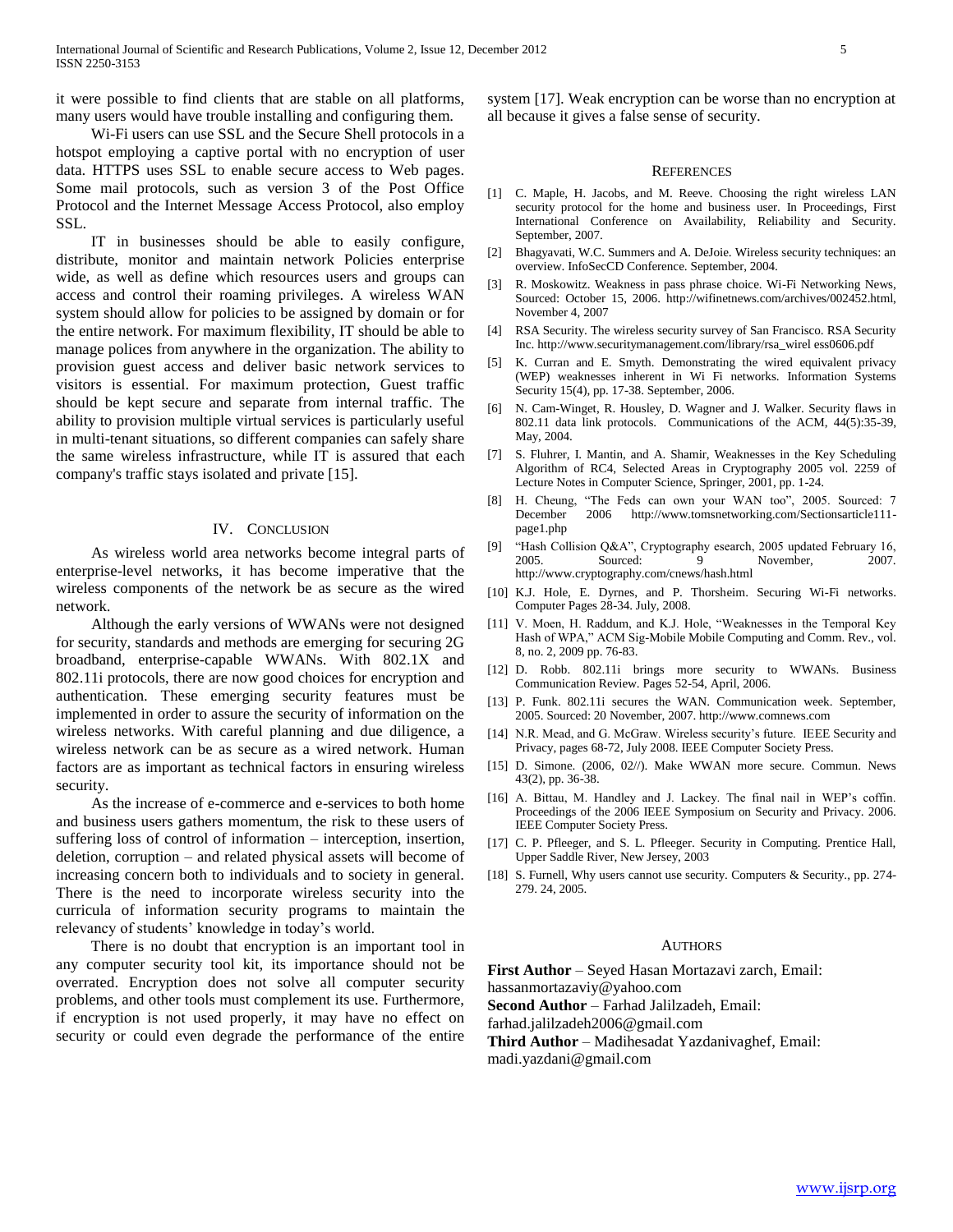it were possible to find clients that are stable on all platforms, many users would have trouble installing and configuring them.

Wi-Fi users can use SSL and the Secure Shell protocols in a hotspot employing a captive portal with no encryption of user data. HTTPS uses SSL to enable secure access to Web pages. Some mail protocols, such as version 3 of the Post Office Protocol and the Internet Message Access Protocol, also employ SSL.

IT in businesses should be able to easily configure, distribute, monitor and maintain network Policies enterprise wide, as well as define which resources users and groups can access and control their roaming privileges. A wireless WAN system should allow for policies to be assigned by domain or for the entire network. For maximum flexibility, IT should be able to manage polices from anywhere in the organization. The ability to provision guest access and deliver basic network services to visitors is essential. For maximum protection, Guest traffic should be kept secure and separate from internal traffic. The ability to provision multiple virtual services is particularly useful in multi-tenant situations, so different companies can safely share the same wireless infrastructure, while IT is assured that each company's traffic stays isolated and private [15].

## IV. Conclusion

As wireless world area networks become integral parts of enterprise-level networks, it has become imperative that the wireless components of the network be as secure as the wired network.

Although the early versions of WWANs were not designed for security, standards and methods are emerging for securing 2G broadband, enterprise-capable WWANs. With 802.1X and 802.11i protocols, there are now good choices for encryption and authentication. These emerging security features must be implemented in order to assure the security of information on the wireless networks. With careful planning and due diligence, a wireless network can be as secure as a wired network. Human factors are as important as technical factors in ensuring wireless security.

As the increase of e-commerce and e-services to both home and business users gathers momentum, the risk to these users of suffering loss of control of information – interception, insertion, deletion, corruption – and related physical assets will become of increasing concern both to individuals and to society in general. There is the need to incorporate wireless security into the curricula of information security programs to maintain the relevancy of students' knowledge in today's world.

There is no doubt that encryption is an important tool in any computer security tool kit, its importance should not be overrated. Encryption does not solve all computer security problems, and other tools must complement its use. Furthermore, if encryption is not used properly, it may have no effect on security or could even degrade the performance of the entire system [17]. Weak encryption can be worse than no encryption at all because it gives a false sense of security.

## References

[1] C. Maple, H. Jacobs, and M. Reeve. Choosing the right wireless LAN security protocol for the home and business user. In Proceedings, First International Conference on Availability, Reliability and Security. September, 2007.

[2] Bhagyavati, W.C. Summers and A. DeJoie. Wireless security techniques: an overview. InfoSecCD Conference. September, 2004.

[3] R. Moskowitz. Weakness in pass phrase choice. Wi-Fi Networking News, Sourced: October 15, 2006. http://wifinetnews.com/archives/002452.html, November 4, 2007

[4] RSA Security. The wireless security survey of San Francisco. RSA Security Inc. http://www.securitymanagement.com/library/rsa_wirel ess0606.pdf

[5] K. Curran and E. Smyth. Demonstrating the wired equivalent privacy (WEP) weaknesses inherent in Wi Fi networks. Information Systems Security 15(4), pp. 17-38. September, 2006.

[6] N. Cam-Winget, R. Housley, D. Wagner and J. Walker. Security flaws in 802.11 data link protocols. Communications of the ACM, 44(5):35-39, May, 2004.

[7] S. Fluhrer, I. Mantin, and A. Shamir, Weaknesses in the Key Scheduling Algorithm of RC4, Selected Areas in Cryptography 2005 vol. 2259 of Lecture Notes in Computer Science, Springer, 2001, pp. 1-24.

[8] H. Cheung, "The Feds can own your WAN too", 2005. Sourced: 7 December 2006 http://www.tomsnetworking.com/Sectionsarticle111-page1.php

[9] "Hash Collision Q&A", Cryptography esearch, 2005 updated February 16, 2005. Sourced: 9 November, 2007. http://www.cryptography.com/cnews/hash.html

[10] K.J. Hole, E. Dyrnes, and P. Thorsheim. Securing Wi-Fi networks. Computer Pages 28-34. July, 2008.

[11] V. Moen, H. Raddum, and K.J. Hole, "Weaknesses in the Temporal Key Hash of WPA," ACM Sig-Mobile Mobile Computing and Comm. Rev., vol. 8, no. 2, 2009 pp. 76-83.

[12] D. Robb. 802.11i brings more security to WWANs. Business Communication Review. Pages 52-54, April, 2006.

[13] P. Funk. 802.11i secures the WAN. Communication week. September, 2005. Sourced: 20 November, 2007. http://www.comnews.com

[14] N.R. Mead, and G. McGraw. Wireless security's future. IEEE Security and Privacy, pages 68-72, July 2008. IEEE Computer Society Press.

[15] D. Simone. (2006, 02//). Make WWAN more secure. Commun. News 43(2), pp. 36-38.

[16] A. Bittau, M. Handley and J. Lackey. The final nail in WEP's coffin. Proceedings of the 2006 IEEE Symposium on Security and Privacy. 2006. IEEE Computer Society Press.

[17] C. P. Pfleeger, and S. L. Pfleeger. Security in Computing. Prentice Hall, Upper Saddle River, New Jersey, 2003

[18] S. Furnell, Why users cannot use security. Computers & Security., pp. 274-279. 24, 2005.

## Authors

**First Author** – Seyed Hasan Mortazavi zarch, Email: hassanmortazaviy@yahoo.com

**Second Author** – Farhad Jalilzadeh, Email: farhad.jalilzadeh2006@gmail.com

**Third Author** – Madihesadat Yazdanivaghef, Email: madi.yazdani@gmail.com